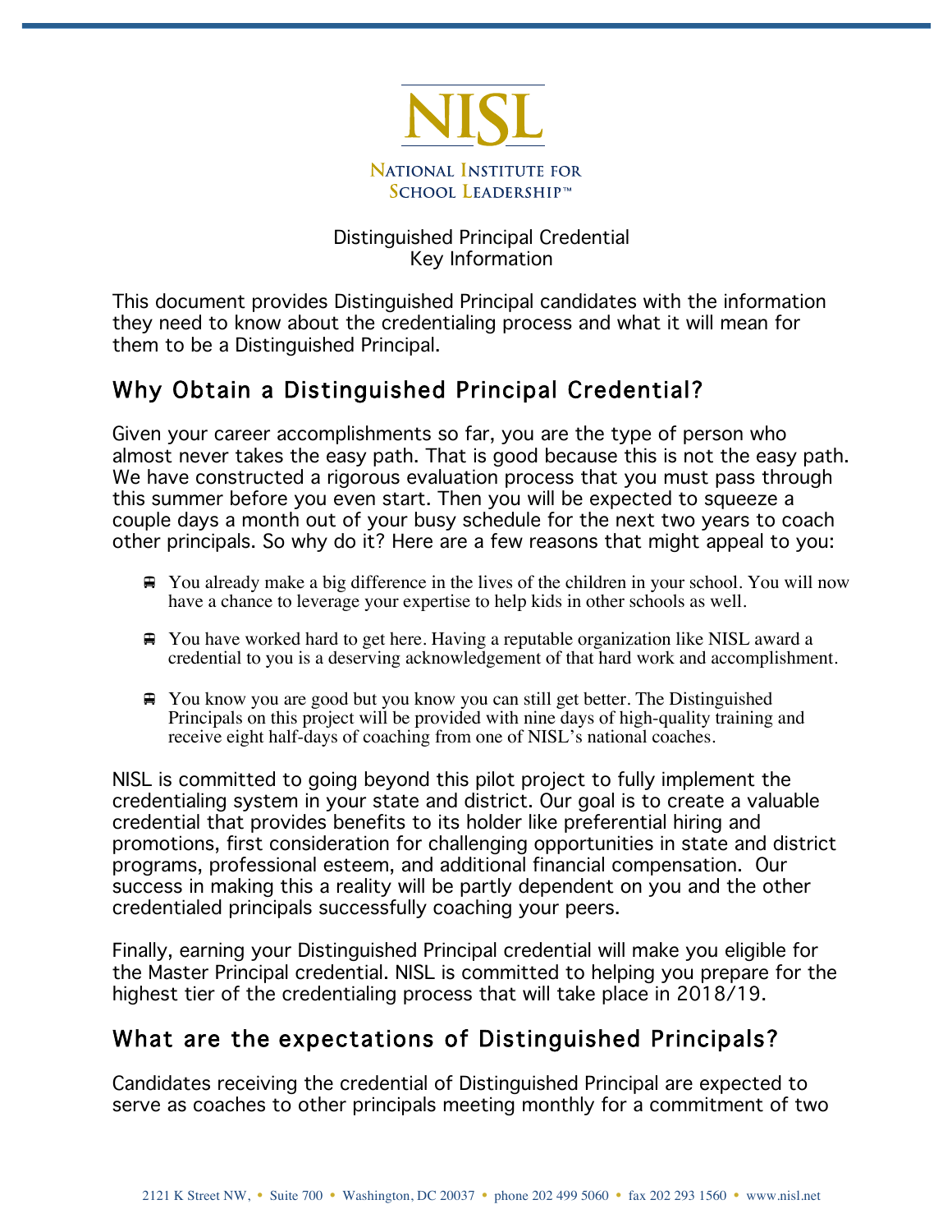# NISL

National Institute for School Leadership™

Distinguished Principal Credential
Key Information

This document provides Distinguished Principal candidates with the information they need to know about the credentialing process and what it will mean for them to be a Distinguished Principal.

## Why Obtain a Distinguished Principal Credential?

Given your career accomplishments so far, you are the type of person who almost never takes the easy path. That is good because this is not the easy path. We have constructed a rigorous evaluation process that you must pass through this summer before you even start. Then you will be expected to squeeze a couple days a month out of your busy schedule for the next two years to coach other principals. So why do it? Here are a few reasons that might appeal to you:

- You already make a big difference in the lives of the children in your school. You will now have a chance to leverage your expertise to help kids in other schools as well.
- You have worked hard to get here. Having a reputable organization like NISL award a credential to you is a deserving acknowledgement of that hard work and accomplishment.
- You know you are good but you know you can still get better. The Distinguished Principals on this project will be provided with nine days of high-quality training and receive eight half-days of coaching from one of NISL's national coaches.

NISL is committed to going beyond this pilot project to fully implement the credentialing system in your state and district. Our goal is to create a valuable credential that provides benefits to its holder like preferential hiring and promotions, first consideration for challenging opportunities in state and district programs, professional esteem, and additional financial compensation. Our success in making this a reality will be partly dependent on you and the other credentialed principals successfully coaching your peers.

Finally, earning your Distinguished Principal credential will make you eligible for the Master Principal credential. NISL is committed to helping you prepare for the highest tier of the credentialing process that will take place in 2018/19.

## What are the expectations of Distinguished Principals?

Candidates receiving the credential of Distinguished Principal are expected to serve as coaches to other principals meeting monthly for a commitment of two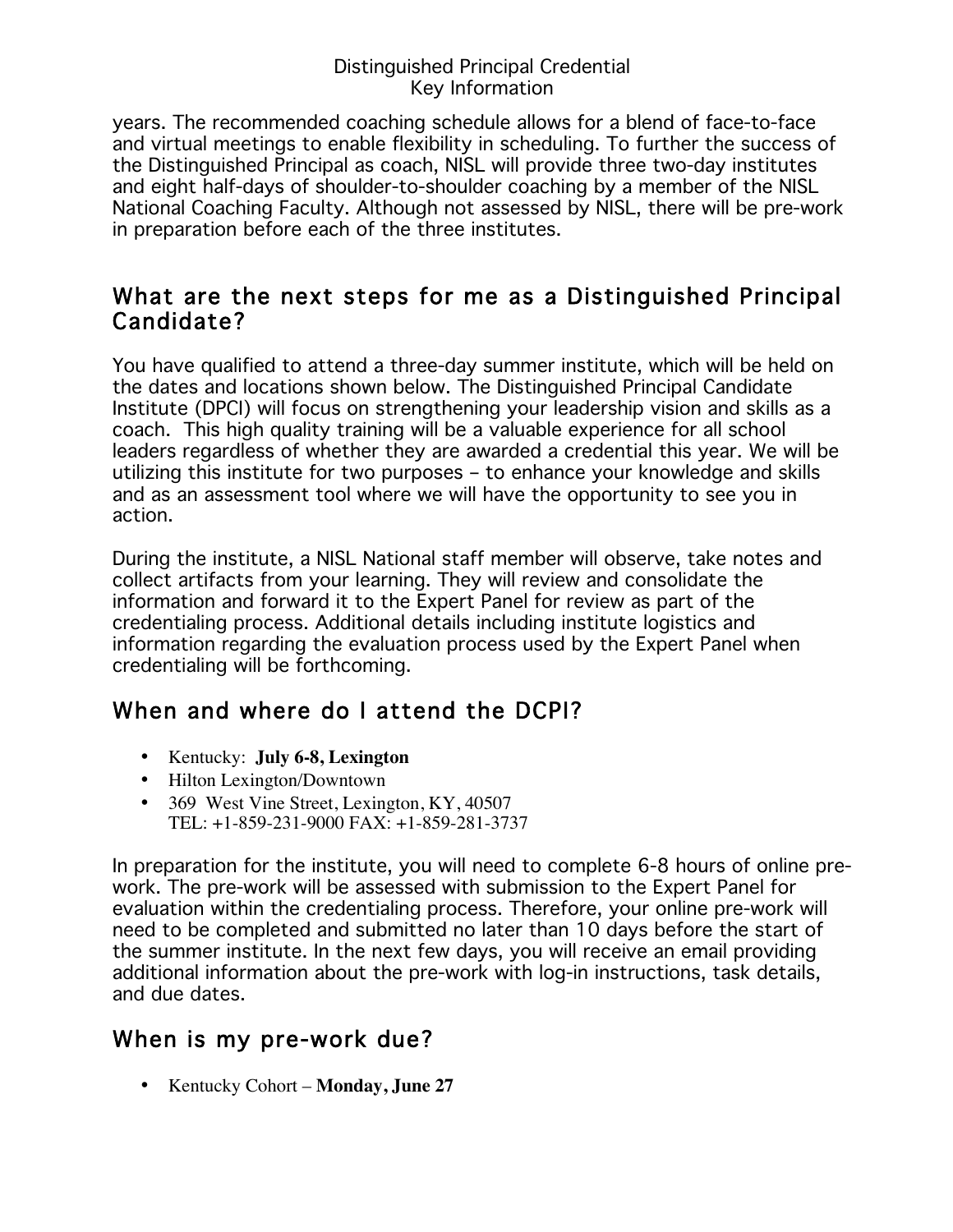years. The recommended coaching schedule allows for a blend of face-to-face and virtual meetings to enable flexibility in scheduling. To further the success of the Distinguished Principal as coach, NISL will provide three two-day institutes and eight half-days of shoulder-to-shoulder coaching by a member of the NISL National Coaching Faculty. Although not assessed by NISL, there will be pre-work in preparation before each of the three institutes.

## What are the next steps for me as a Distinguished Principal Candidate?

You have qualified to attend a three-day summer institute, which will be held on the dates and locations shown below. The Distinguished Principal Candidate Institute (DPCI) will focus on strengthening your leadership vision and skills as a coach. This high quality training will be a valuable experience for all school leaders regardless of whether they are awarded a credential this year. We will be utilizing this institute for two purposes – to enhance your knowledge and skills and as an assessment tool where we will have the opportunity to see you in action.

During the institute, a NISL National staff member will observe, take notes and collect artifacts from your learning. They will review and consolidate the information and forward it to the Expert Panel for review as part of the credentialing process. Additional details including institute logistics and information regarding the evaluation process used by the Expert Panel when credentialing will be forthcoming.

## When and where do I attend the DCPI?

- Kentucky: **July 6-8, Lexington**
- Hilton Lexington/Downtown
- 369 West Vine Street, Lexington, KY, 40507
  TEL: +1-859-231-9000 FAX: +1-859-281-3737

In preparation for the institute, you will need to complete 6-8 hours of online pre-work. The pre-work will be assessed with submission to the Expert Panel for evaluation within the credentialing process. Therefore, your online pre-work will need to be completed and submitted no later than 10 days before the start of the summer institute. In the next few days, you will receive an email providing additional information about the pre-work with log-in instructions, task details, and due dates.

## When is my pre-work due?

- Kentucky Cohort – **Monday, June 27**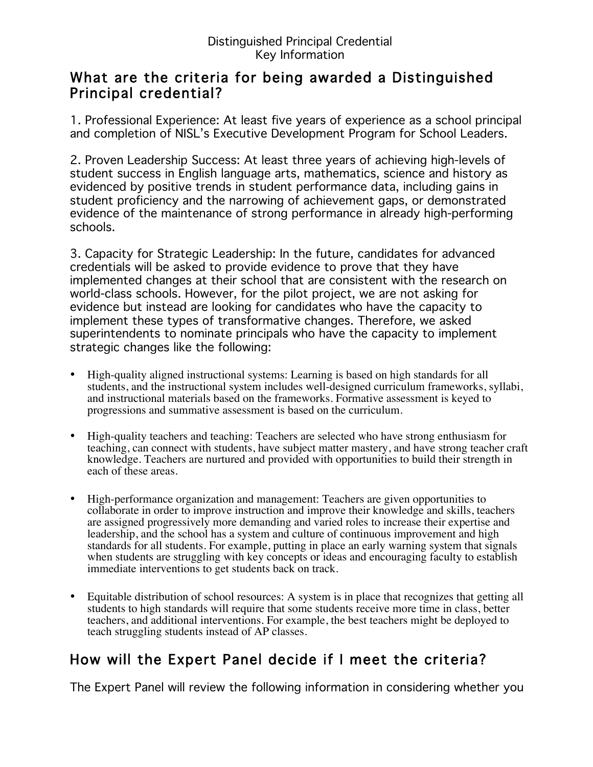Distinguished Principal Credential
Key Information

## What are the criteria for being awarded a Distinguished Principal credential?

1. Professional Experience: At least five years of experience as a school principal and completion of NISL's Executive Development Program for School Leaders.

2. Proven Leadership Success: At least three years of achieving high-levels of student success in English language arts, mathematics, science and history as evidenced by positive trends in student performance data, including gains in student proficiency and the narrowing of achievement gaps, or demonstrated evidence of the maintenance of strong performance in already high-performing schools.

3. Capacity for Strategic Leadership: In the future, candidates for advanced credentials will be asked to provide evidence to prove that they have implemented changes at their school that are consistent with the research on world-class schools. However, for the pilot project, we are not asking for evidence but instead are looking for candidates who have the capacity to implement these types of transformative changes. Therefore, we asked superintendents to nominate principals who have the capacity to implement strategic changes like the following:

- High-quality aligned instructional systems: Learning is based on high standards for all students, and the instructional system includes well-designed curriculum frameworks, syllabi, and instructional materials based on the frameworks. Formative assessment is keyed to progressions and summative assessment is based on the curriculum.

- High-quality teachers and teaching: Teachers are selected who have strong enthusiasm for teaching, can connect with students, have subject matter mastery, and have strong teacher craft knowledge. Teachers are nurtured and provided with opportunities to build their strength in each of these areas.

- High-performance organization and management: Teachers are given opportunities to collaborate in order to improve instruction and improve their knowledge and skills, teachers are assigned progressively more demanding and varied roles to increase their expertise and leadership, and the school has a system and culture of continuous improvement and high standards for all students. For example, putting in place an early warning system that signals when students are struggling with key concepts or ideas and encouraging faculty to establish immediate interventions to get students back on track.

- Equitable distribution of school resources: A system is in place that recognizes that getting all students to high standards will require that some students receive more time in class, better teachers, and additional interventions. For example, the best teachers might be deployed to teach struggling students instead of AP classes.

## How will the Expert Panel decide if I meet the criteria?

The Expert Panel will review the following information in considering whether you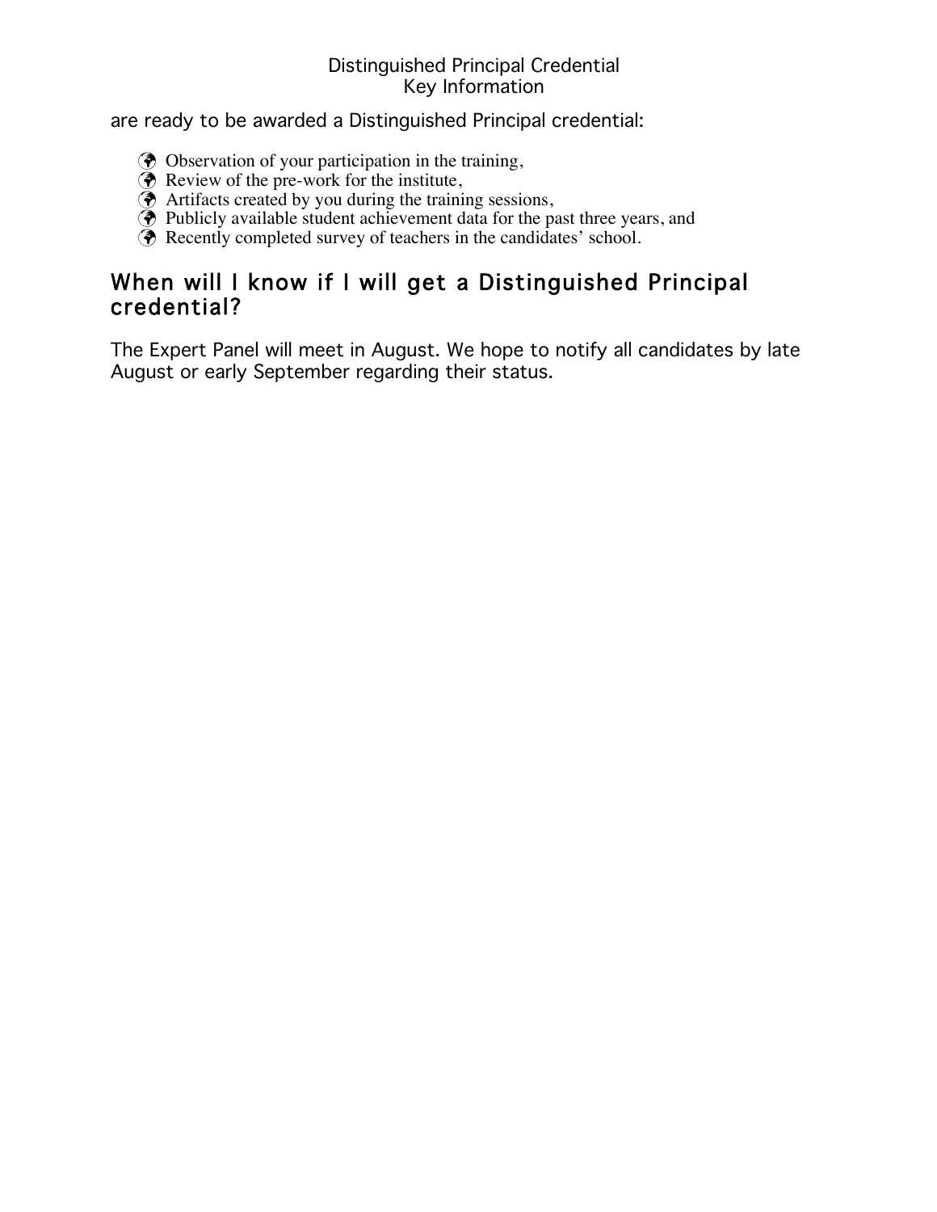are ready to be awarded a Distinguished Principal credential:

- Observation of your participation in the training,
- Review of the pre-work for the institute,
- Artifacts created by you during the training sessions,
- Publicly available student achievement data for the past three years, and
- Recently completed survey of teachers in the candidates' school.

## When will I know if I will get a Distinguished Principal credential?

The Expert Panel will meet in August. We hope to notify all candidates by late August or early September regarding their status.